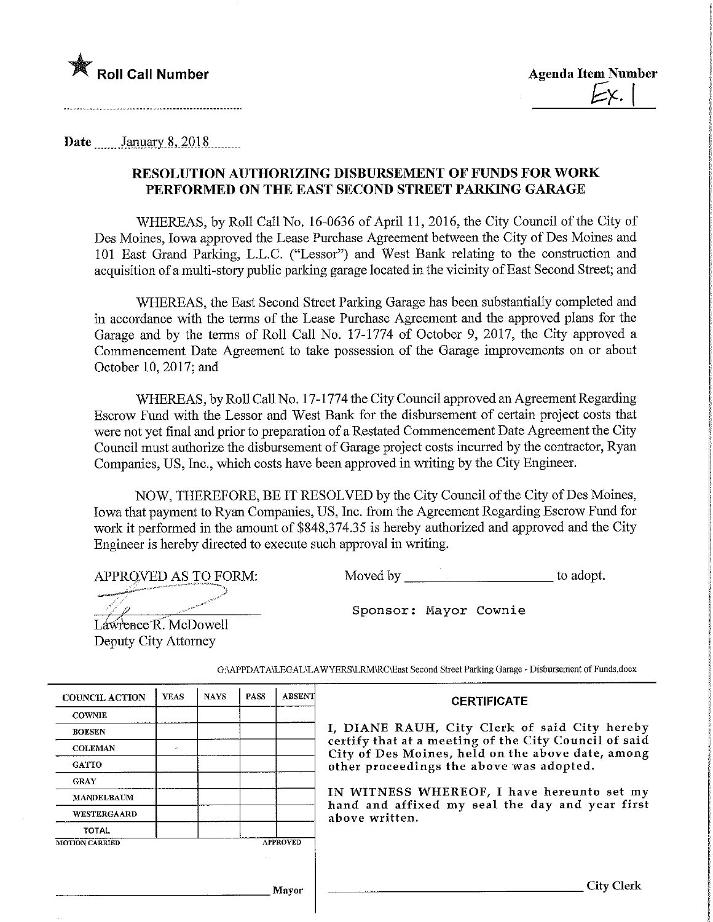★ **Roll Call Number**

**Agenda Item Number**

Ex. 1

**Date** January 8, 2018

## RESOLUTION AUTHORIZING DISBURSEMENT OF FUNDS FOR WORK PERFORMED ON THE EAST SECOND STREET PARKING GARAGE

WHEREAS, by Roll Call No. 16-0636 of April 11, 2016, the City Council of the City of Des Moines, Iowa approved the Lease Purchase Agreement between the City of Des Moines and 101 East Grand Parking, L.L.C. ("Lessor") and West Bank relating to the construction and acquisition of a multi-story public parking garage located in the vicinity of East Second Street; and

WHEREAS, the East Second Street Parking Garage has been substantially completed and in accordance with the terms of the Lease Purchase Agreement and the approved plans for the Garage and by the terms of Roll Call No. 17-1774 of October 9, 2017, the City approved a Commencement Date Agreement to take possession of the Garage improvements on or about October 10, 2017; and

WHEREAS, by Roll Call No. 17-1774 the City Council approved an Agreement Regarding Escrow Fund with the Lessor and West Bank for the disbursement of certain project costs that were not yet final and prior to preparation of a Restated Commencement Date Agreement the City Council must authorize the disbursement of Garage project costs incurred by the contractor, Ryan Companies, US, Inc., which costs have been approved in writing by the City Engineer.

NOW, THEREFORE, BE IT RESOLVED by the City Council of the City of Des Moines, Iowa that payment to Ryan Companies, US, Inc. from the Agreement Regarding Escrow Fund for work it performed in the amount of $848,374.35 is hereby authorized and approved and the City Engineer is hereby directed to execute such approval in writing.

APPROVED AS TO FORM:

Lawrence R. McDowell
Deputy City Attorney

Moved by ____________________ to adopt.

Sponsor: Mayor Cownie

G:\APPDATA\LEGAL\LAWYERS\LRM\RC\East Second Street Parking Garage - Disbursement of Funds.docx

| COUNCIL ACTION | YEAS | NAYS | PASS | ABSENT |
|---|---|---|---|---|
| COWNIE | | | | |
| BOESEN | | | | |
| COLEMAN | | | | |
| GATTO | | | | |
| GRAY | | | | |
| MANDELBAUM | | | | |
| WESTERGAARD | | | | |
| TOTAL | | | | |

MOTION CARRIED APPROVED

______________________________ Mayor

**CERTIFICATE**

I, DIANE RAUH, City Clerk of said City hereby certify that at a meeting of the City Council of said City of Des Moines, held on the above date, among other proceedings the above was adopted.

IN WITNESS WHEREOF, I have hereunto set my hand and affixed my seal the day and year first above written.

______________________________ City Clerk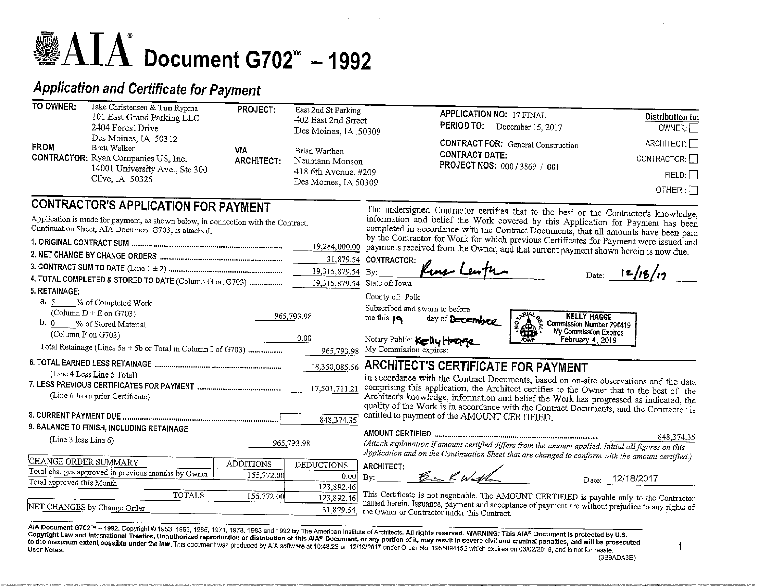# AIA Document G702™ – 1992

## Application and Certificate for Payment

**TO OWNER:** Jake Christensen & Tim Rypma
101 East Grand Parking LLC
2404 Forest Drive
Des Moines, IA 50312

**PROJECT:** East 2nd St Parking
402 East 2nd Street
Des Moines, IA 50309

**APPLICATION NO:** 17 FINAL
**PERIOD TO:** December 15, 2017

**CONTRACT FOR:** General Construction
**CONTRACT DATE:**
**PROJECT NOS:** 000 / 3869 / 001

**Distribution to:**
OWNER: ☐
ARCHITECT: ☐
CONTRACTOR: ☐
FIELD: ☐
OTHER: ☐

**FROM CONTRACTOR:** Brett Walker
Ryan Companies US, Inc.
14001 University Ave., Ste 300
Clive, IA 50325

**VIA ARCHITECT:** Brian Warthen
Neumann Monson
418 6th Avenue, #209
Des Moines, IA 50309

## CONTRACTOR'S APPLICATION FOR PAYMENT

Application is made for payment, as shown below, in connection with the Contract. Continuation Sheet, AIA Document G703, is attached.

| | | |
|---|---|---|
| 1. ORIGINAL CONTRACT SUM | | 19,284,000.00 |
| 2. NET CHANGE BY CHANGE ORDERS | | 31,879.54 |
| 3. CONTRACT SUM TO DATE (Line 1 ± 2) | | 19,315,879.54 |
| 4. TOTAL COMPLETED & STORED TO DATE (Column G on G703) | | 19,315,879.54 |
| 5. RETAINAGE: | | |
| a. 5 % of Completed Work (Column D + E on G703) | 965,793.98 | |
| b. 0 % of Stored Material (Column F on G703) | 0.00 | |
| Total Retainage (Lines 5a + 5b or Total in Column I of G703) | | 965,793.98 |
| 6. TOTAL EARNED LESS RETAINAGE (Line 4 Less Line 5 Total) | | 18,350,085.56 |
| 7. LESS PREVIOUS CERTIFICATES FOR PAYMENT (Line 6 from prior Certificate) | | 17,501,711.21 |
| 8. CURRENT PAYMENT DUE | | 848,374.35 |
| 9. BALANCE TO FINISH, INCLUDING RETAINAGE (Line 3 less Line 6) | 965,793.98 | |

| CHANGE ORDER SUMMARY | ADDITIONS | DEDUCTIONS |
|---|---|---|
| Total changes approved in previous months by Owner | 155,772.00 | 0.00 |
| Total approved this Month | | 123,892.46 |
| TOTALS | 155,772.00 | 123,892.46 |
| NET CHANGES by Change Order | | 31,879.54 |

The undersigned Contractor certifies that to the best of the Contractor's knowledge, information and belief the Work covered by this Application for Payment has been completed in accordance with the Contract Documents, that all amounts have been paid by the Contractor for Work for which previous Certificates for Payment were issued and payments received from the Owner, and that current payment shown herein is now due.

**CONTRACTOR:**

By: *[signature]* Date: 12/18/17

State of: Iowa

County of: Polk

Subscribed and sworn to before me this 19 day of December

Notary Public: Kelly Hagge

My Commission expires:

NOTARIAL SEAL – IOWA – KELLY HAGGE – Commission Number 794419 – My Commission Expires February 4, 2019

## ARCHITECT'S CERTIFICATE FOR PAYMENT

In accordance with the Contract Documents, based on on-site observations and the data comprising this application, the Architect certifies to the Owner that to the best of the Architect's knowledge, information and belief the Work has progressed as indicated, the quality of the Work is in accordance with the Contract Documents, and the Contractor is entitled to payment of the AMOUNT CERTIFIED.

**AMOUNT CERTIFIED** 848,374.35

*(Attach explanation if amount certified differs from the amount applied. Initial all figures on this Application and on the Continuation Sheet that are changed to conform with the amount certified.)*

**ARCHITECT:**

By: *[signature]* Date: 12/18/2017

This Certificate is not negotiable. The AMOUNT CERTIFIED is payable only to the Contractor named herein. Issuance, payment and acceptance of payment are without prejudice to any rights of the Owner or Contractor under this Contract.

**AIA Document G702™ – 1992. Copyright © 1953, 1963, 1965, 1971, 1978, 1983 and 1992 by The American Institute of Architects. All rights reserved. WARNING: This AIA® Document is protected by U.S. Copyright Law and International Treaties. Unauthorized reproduction or distribution of this AIA® Document, or any portion of it, may result in severe civil and criminal penalties, and will be prosecuted to the maximum extent possible under the law.** This document was produced by AIA software at 10:48:23 on 12/19/2017 under Order No. 1955894152 which expires on 03/02/2018, and is not for resale.
**User Notes:**

(3B9ADA3E)